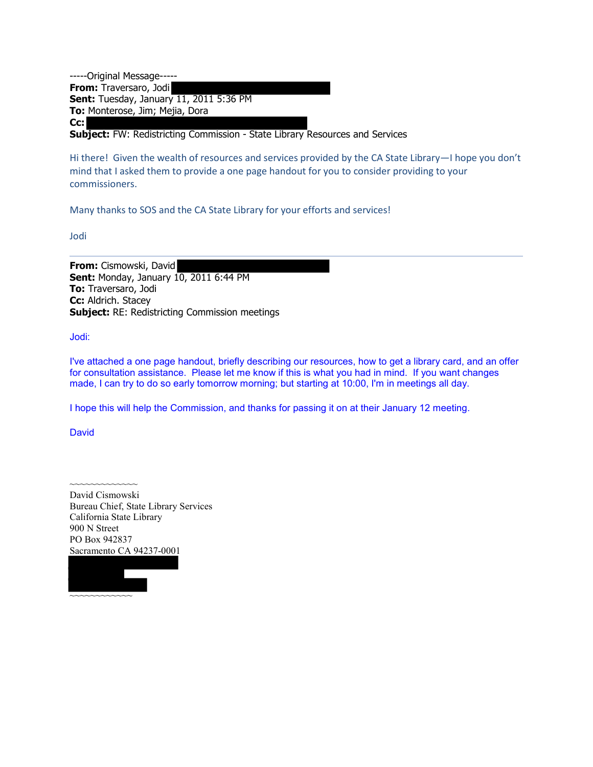-----Original Message-----
**From:** Traversaro, Jodi
**Sent:** Tuesday, January 11, 2011 5:36 PM
**To:** Monterose, Jim; Mejia, Dora
**Cc:**
**Subject:** FW: Redistricting Commission - State Library Resources and Services

Hi there! Given the wealth of resources and services provided by the CA State Library—I hope you don't mind that I asked them to provide a one page handout for you to consider providing to your commissioners.

Many thanks to SOS and the CA State Library for your efforts and services!

Jodi

---

**From:** Cismowski, David
**Sent:** Monday, January 10, 2011 6:44 PM
**To:** Traversaro, Jodi
**Cc:** Aldrich. Stacey
**Subject:** RE: Redistricting Commission meetings

Jodi:

I've attached a one page handout, briefly describing our resources, how to get a library card, and an offer for consultation assistance. Please let me know if this is what you had in mind. If you want changes made, I can try to do so early tomorrow morning; but starting at 10:00, I'm in meetings all day.

I hope this will help the Commission, and thanks for passing it on at their January 12 meeting.

David

~~~~~~~~~~~~~
David Cismowski
Bureau Chief, State Library Services
California State Library
900 N Street
PO Box 942837
Sacramento CA 94237-0001
~~~~~~~~~~~~~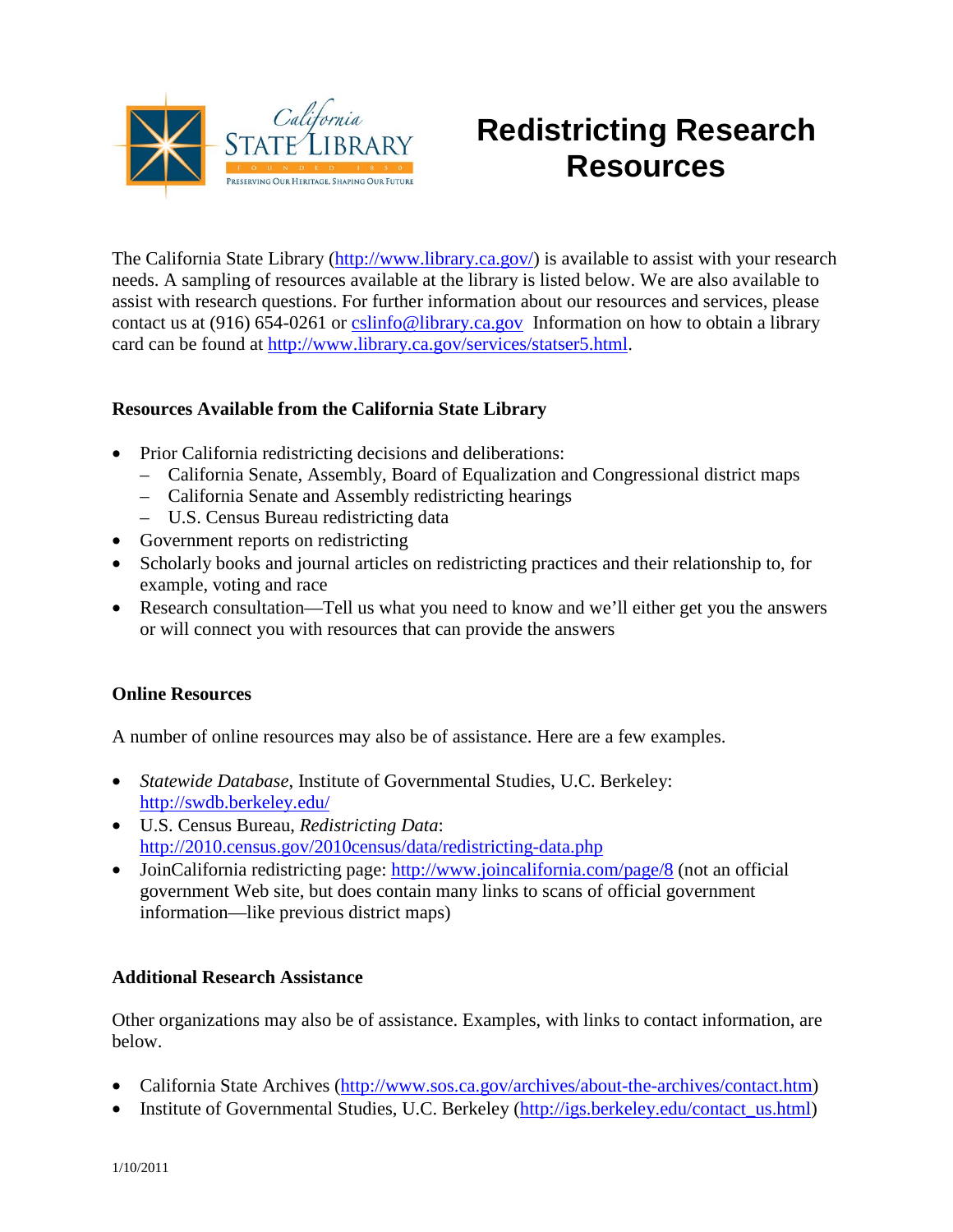# Redistricting Research Resources

The California State Library (http://www.library.ca.gov/) is available to assist with your research needs. A sampling of resources available at the library is listed below. We are also available to assist with research questions. For further information about our resources and services, please contact us at (916) 654-0261 or cslinfo@library.ca.gov Information on how to obtain a library card can be found at http://www.library.ca.gov/services/statser5.html.

**Resources Available from the California State Library**

- Prior California redistricting decisions and deliberations:
  - California Senate, Assembly, Board of Equalization and Congressional district maps
  - California Senate and Assembly redistricting hearings
  - U.S. Census Bureau redistricting data
- Government reports on redistricting
- Scholarly books and journal articles on redistricting practices and their relationship to, for example, voting and race
- Research consultation—Tell us what you need to know and we'll either get you the answers or will connect you with resources that can provide the answers

**Online Resources**

A number of online resources may also be of assistance. Here are a few examples.

- *Statewide Database*, Institute of Governmental Studies, U.C. Berkeley: http://swdb.berkeley.edu/
- U.S. Census Bureau, *Redistricting Data*: http://2010.census.gov/2010census/data/redistricting-data.php
- JoinCalifornia redistricting page: http://www.joincalifornia.com/page/8 (not an official government Web site, but does contain many links to scans of official government information—like previous district maps)

**Additional Research Assistance**

Other organizations may also be of assistance. Examples, with links to contact information, are below.

- California State Archives (http://www.sos.ca.gov/archives/about-the-archives/contact.htm)
- Institute of Governmental Studies, U.C. Berkeley (http://igs.berkeley.edu/contact_us.html)

1/10/2011